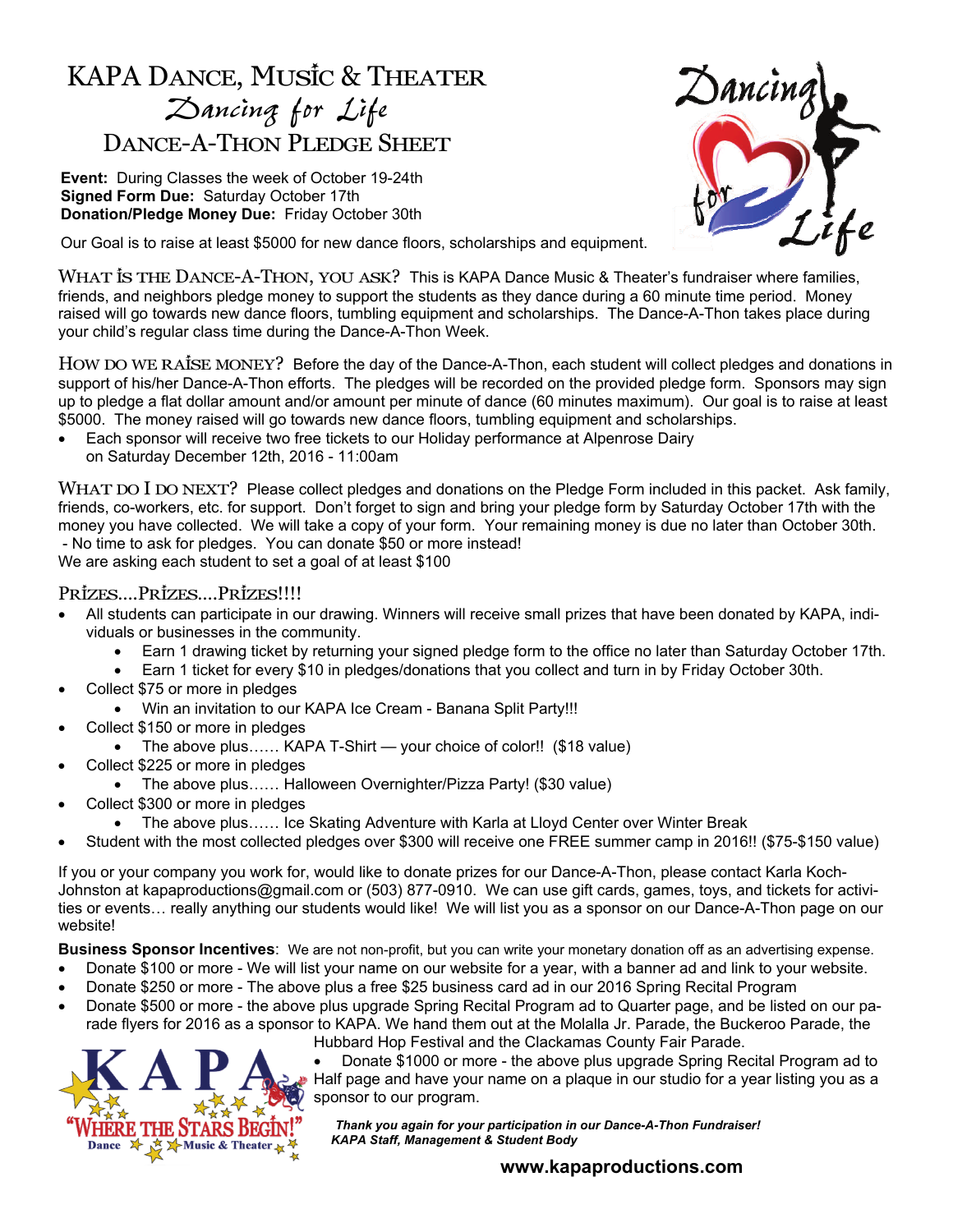# KAPA Dance, Music & Theater

## *Dancing for Life*

## Dance-A-Thon Pledge Sheet

**Event:** During Classes the week of October 19-24th
**Signed Form Due:** Saturday October 17th
**Donation/Pledge Money Due:** Friday October 30th

Our Goal is to raise at least $5000 for new dance floors, scholarships and equipment.

**What is the Dance-A-Thon, you ask?** This is KAPA Dance Music & Theater's fundraiser where families, friends, and neighbors pledge money to support the students as they dance during a 60 minute time period. Money raised will go towards new dance floors, tumbling equipment and scholarships. The Dance-A-Thon takes place during your child's regular class time during the Dance-A-Thon Week.

**How do we raise money?** Before the day of the Dance-A-Thon, each student will collect pledges and donations in support of his/her Dance-A-Thon efforts. The pledges will be recorded on the provided pledge form. Sponsors may sign up to pledge a flat dollar amount and/or amount per minute of dance (60 minutes maximum). Our goal is to raise at least $5000. The money raised will go towards new dance floors, tumbling equipment and scholarships.

- Each sponsor will receive two free tickets to our Holiday performance at Alpenrose Dairy on Saturday December 12th, 2016 - 11:00am

**What do I do next?** Please collect pledges and donations on the Pledge Form included in this packet. Ask family, friends, co-workers, etc. for support. Don't forget to sign and bring your pledge form by Saturday October 17th with the money you have collected. We will take a copy of your form. Your remaining money is due no later than October 30th.
- No time to ask for pledges. You can donate $50 or more instead!

We are asking each student to set a goal of at least $100

**Prizes....Prizes....Prizes!!!!**

- All students can participate in our drawing. Winners will receive small prizes that have been donated by KAPA, individuals or businesses in the community.
  - Earn 1 drawing ticket by returning your signed pledge form to the office no later than Saturday October 17th.
  - Earn 1 ticket for every $10 in pledges/donations that you collect and turn in by Friday October 30th.
- Collect $75 or more in pledges
  - Win an invitation to our KAPA Ice Cream - Banana Split Party!!!
- Collect $150 or more in pledges
  - The above plus…… KAPA T-Shirt — your choice of color!! ($18 value)
- Collect $225 or more in pledges
  - The above plus…… Halloween Overnighter/Pizza Party! ($30 value)
- Collect $300 or more in pledges
  - The above plus…… Ice Skating Adventure with Karla at Lloyd Center over Winter Break
- Student with the most collected pledges over $300 will receive one FREE summer camp in 2016!! ($75-$150 value)

If you or your company you work for, would like to donate prizes for our Dance-A-Thon, please contact Karla Koch-Johnston at kapaproductions@gmail.com or (503) 877-0910. We can use gift cards, games, toys, and tickets for activities or events… really anything our students would like! We will list you as a sponsor on our Dance-A-Thon page on our website!

**Business Sponsor Incentives**: We are not non-profit, but you can write your monetary donation off as an advertising expense.

- Donate $100 or more - We will list your name on our website for a year, with a banner ad and link to your website.
- Donate $250 or more - The above plus a free $25 business card ad in our 2016 Spring Recital Program
- Donate $500 or more - the above plus upgrade Spring Recital Program ad to Quarter page, and be listed on our parade flyers for 2016 as a sponsor to KAPA. We hand them out at the Molalla Jr. Parade, the Buckeroo Parade, the Hubbard Hop Festival and the Clackamas County Fair Parade.
- Donate $1000 or more - the above plus upgrade Spring Recital Program ad to Half page and have your name on a plaque in our studio for a year listing you as a sponsor to our program.

KAPA "Where the Stars Begin!" Dance Music & Theater

***Thank you again for your participation in our Dance-A-Thon Fundraiser!***
***KAPA Staff, Management & Student Body***

**www.kapaproductions.com**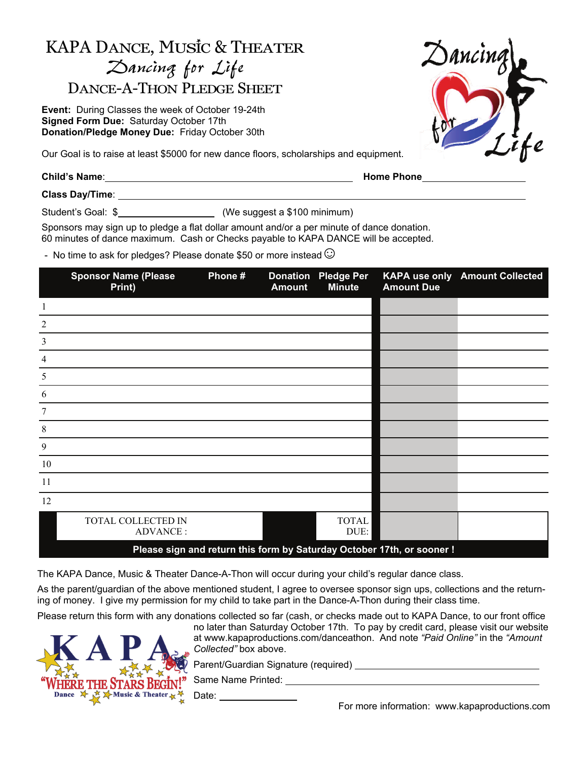# KAPA DANCE, MUSIC & THEATER

## *Dancing for Life*

## DANCE-A-THON PLEDGE SHEET

**Event:** During Classes the week of October 19-24th
**Signed Form Due:** Saturday October 17th
**Donation/Pledge Money Due:** Friday October 30th

Our Goal is to raise at least $5000 for new dance floors, scholarships and equipment.

**Child's Name**:_______________________________ **Home Phone**___________________

**Class Day/Time**: _______________________________________________

Student's Goal: $_______________ (We suggest a $100 minimum)

Sponsors may sign up to pledge a flat dollar amount and/or a per minute of dance donation.
60 minutes of dance maximum. Cash or Checks payable to KAPA DANCE will be accepted.

- No time to ask for pledges? Please donate $50 or more instead ☺

| | Sponsor Name (Please Print) | Phone # | Donation Amount | Pledge Per Minute | KAPA use only Amount Due | Amount Collected |
|---|---|---|---|---|---|---|
| 1 | | | | | | |
| 2 | | | | | | |
| 3 | | | | | | |
| 4 | | | | | | |
| 5 | | | | | | |
| 6 | | | | | | |
| 7 | | | | | | |
| 8 | | | | | | |
| 9 | | | | | | |
| 10 | | | | | | |
| 11 | | | | | | |
| 12 | | | | | | |
| | TOTAL COLLECTED IN ADVANCE : | | | TOTAL DUE: | | |

**Please sign and return this form by Saturday October 17th, or sooner !**

The KAPA Dance, Music & Theater Dance-A-Thon will occur during your child's regular dance class.

As the parent/guardian of the above mentioned student, I agree to oversee sponsor sign ups, collections and the returning of money. I give my permission for my child to take part in the Dance-A-Thon during their class time.

Please return this form with any donations collected so far (cash, or checks made out to KAPA Dance, to our front office no later than Saturday October 17th. To pay by credit card, please visit our website at www.kapaproductions.com/danceathon. And note *"Paid Online"* in the *"Amount Collected"* box above.

KAPA "WHERE THE STARS BEGIN!" Dance Music & Theater

Parent/Guardian Signature (required) _______________________________

Same Name Printed: _______________________________

Date: _______________

For more information: www.kapaproductions.com